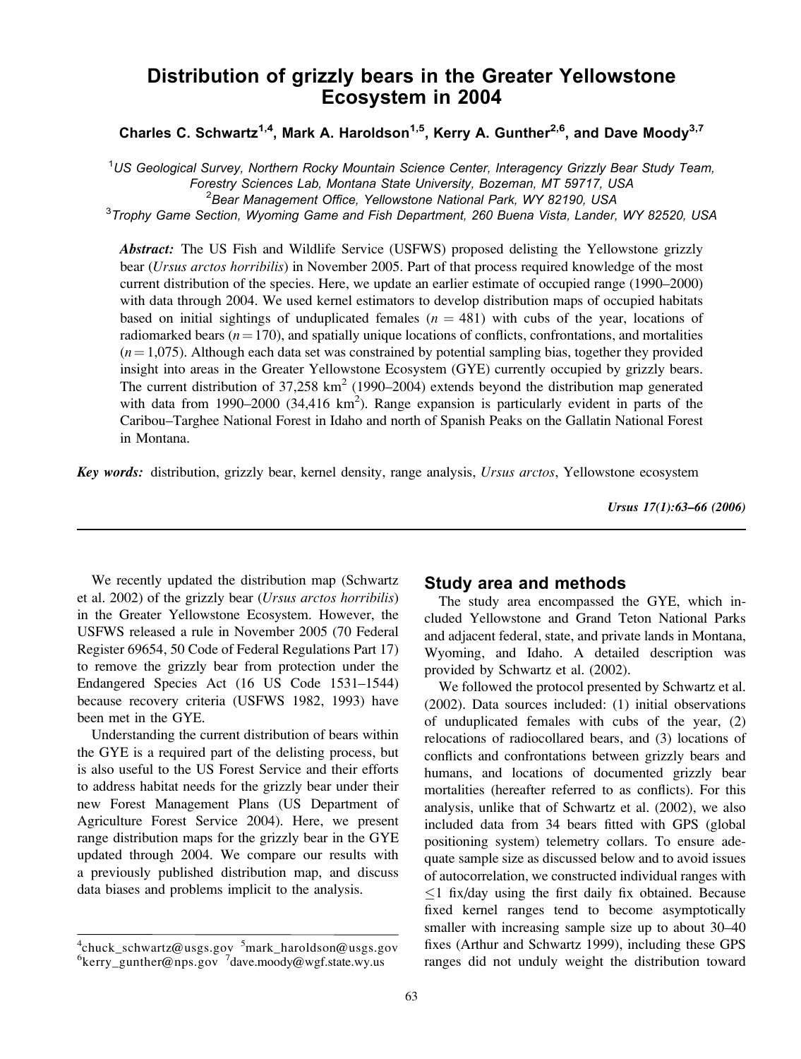# Distribution of grizzly bears in the Greater Yellowstone Ecosystem in 2004

**Charles C. Schwartz[1,4], Mark A. Haroldson[1,5], Kerry A. Gunther[2,6], and Dave Moody[3,7]**

[1]*US Geological Survey, Northern Rocky Mountain Science Center, Interagency Grizzly Bear Study Team, Forestry Sciences Lab, Montana State University, Bozeman, MT 59717, USA*
[2]*Bear Management Office, Yellowstone National Park, WY 82190, USA*
[3]*Trophy Game Section, Wyoming Game and Fish Department, 260 Buena Vista, Lander, WY 82520, USA*

***Abstract:*** The US Fish and Wildlife Service (USFWS) proposed delisting the Yellowstone grizzly bear (*Ursus arctos horribilis*) in November 2005. Part of that process required knowledge of the most current distribution of the species. Here, we update an earlier estimate of occupied range (1990–2000) with data through 2004. We used kernel estimators to develop distribution maps of occupied habitats based on initial sightings of unduplicated females ($n = 481$) with cubs of the year, locations of radiomarked bears ($n = 170$), and spatially unique locations of conflicts, confrontations, and mortalities ($n = 1,075$). Although each data set was constrained by potential sampling bias, together they provided insight into areas in the Greater Yellowstone Ecosystem (GYE) currently occupied by grizzly bears. The current distribution of 37,258 km$^2$ (1990–2004) extends beyond the distribution map generated with data from 1990–2000 (34,416 km$^2$). Range expansion is particularly evident in parts of the Caribou–Targhee National Forest in Idaho and north of Spanish Peaks on the Gallatin National Forest in Montana.

***Key words:*** distribution, grizzly bear, kernel density, range analysis, *Ursus arctos*, Yellowstone ecosystem

*Ursus 17(1):63–66 (2006)*

---

We recently updated the distribution map (Schwartz et al. 2002) of the grizzly bear (*Ursus arctos horribilis*) in the Greater Yellowstone Ecosystem. However, the USFWS released a rule in November 2005 (70 Federal Register 69654, 50 Code of Federal Regulations Part 17) to remove the grizzly bear from protection under the Endangered Species Act (16 US Code 1531–1544) because recovery criteria (USFWS 1982, 1993) have been met in the GYE.

Understanding the current distribution of bears within the GYE is a required part of the delisting process, but is also useful to the US Forest Service and their efforts to address habitat needs for the grizzly bear under their new Forest Management Plans (US Department of Agriculture Forest Service 2004). Here, we present range distribution maps for the grizzly bear in the GYE updated through 2004. We compare our results with a previously published distribution map, and discuss data biases and problems implicit to the analysis.

[4]chuck_schwartz@usgs.gov [5]mark_haroldson@usgs.gov
[6]kerry_gunther@nps.gov [7]dave.moody@wgf.state.wy.us

## Study area and methods

The study area encompassed the GYE, which included Yellowstone and Grand Teton National Parks and adjacent federal, state, and private lands in Montana, Wyoming, and Idaho. A detailed description was provided by Schwartz et al. (2002).

We followed the protocol presented by Schwartz et al. (2002). Data sources included: (1) initial observations of unduplicated females with cubs of the year, (2) relocations of radiocollared bears, and (3) locations of conflicts and confrontations between grizzly bears and humans, and locations of documented grizzly bear mortalities (hereafter referred to as conflicts). For this analysis, unlike that of Schwartz et al. (2002), we also included data from 34 bears fitted with GPS (global positioning system) telemetry collars. To ensure adequate sample size as discussed below and to avoid issues of autocorrelation, we constructed individual ranges with $\leq$1 fix/day using the first daily fix obtained. Because fixed kernel ranges tend to become asymptotically smaller with increasing sample size up to about 30–40 fixes (Arthur and Schwartz 1999), including these GPS ranges did not unduly weight the distribution toward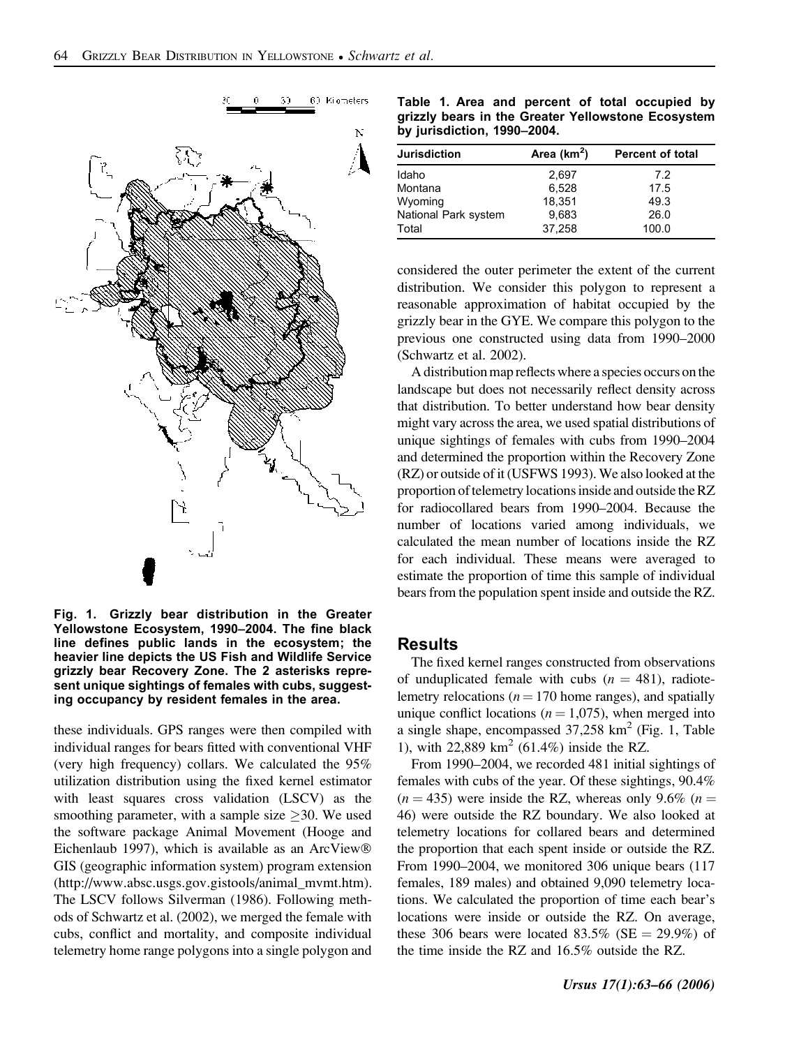**Fig. 1. Grizzly bear distribution in the Greater Yellowstone Ecosystem, 1990–2004. The fine black line defines public lands in the ecosystem; the heavier line depicts the US Fish and Wildlife Service grizzly bear Recovery Zone. The 2 asterisks represent unique sightings of females with cubs, suggesting occupancy by resident females in the area.**

these individuals. GPS ranges were then compiled with individual ranges for bears fitted with conventional VHF (very high frequency) collars. We calculated the 95% utilization distribution using the fixed kernel estimator with least squares cross validation (LSCV) as the smoothing parameter, with a sample size $\geq$30. We used the software package Animal Movement (Hooge and Eichenlaub 1997), which is available as an ArcView® GIS (geographic information system) program extension (http://www.absc.usgs.gov.gistools/animal_mvmt.htm). The LSCV follows Silverman (1986). Following methods of Schwartz et al. (2002), we merged the female with cubs, conflict and mortality, and composite individual telemetry home range polygons into a single polygon and considered the outer perimeter the extent of the current distribution. We consider this polygon to represent a reasonable approximation of habitat occupied by the grizzly bear in the GYE. We compare this polygon to the previous one constructed using data from 1990–2000 (Schwartz et al. 2002).

A distribution map reflects where a species occurs on the landscape but does not necessarily reflect density across that distribution. To better understand how bear density might vary across the area, we used spatial distributions of unique sightings of females with cubs from 1990–2004 and determined the proportion within the Recovery Zone (RZ) or outside of it (USFWS 1993). We also looked at the proportion of telemetry locations inside and outside the RZ for radiocollared bears from 1990–2004. Because the number of locations varied among individuals, we calculated the mean number of locations inside the RZ for each individual. These means were averaged to estimate the proportion of time this sample of individual bears from the population spent inside and outside the RZ.

**Table 1. Area and percent of total occupied by grizzly bears in the Greater Yellowstone Ecosystem by jurisdiction, 1990–2004.**

| Jurisdiction | Area (km$^2$) | Percent of total |
|---|---|---|
| Idaho | 2,697 | 7.2 |
| Montana | 6,528 | 17.5 |
| Wyoming | 18,351 | 49.3 |
| National Park system | 9,683 | 26.0 |
| Total | 37,258 | 100.0 |

## Results

The fixed kernel ranges constructed from observations of unduplicated female with cubs ($n$ = 481), radiotelemetry relocations ($n$ = 170 home ranges), and spatially unique conflict locations ($n$ = 1,075), when merged into a single shape, encompassed 37,258 km$^2$ (Fig. 1, Table 1), with 22,889 km$^2$ (61.4%) inside the RZ.

From 1990–2004, we recorded 481 initial sightings of females with cubs of the year. Of these sightings, 90.4% ($n$ = 435) were inside the RZ, whereas only 9.6% ($n$ = 46) were outside the RZ boundary. We also looked at telemetry locations for collared bears and determined the proportion that each spent inside or outside the RZ. From 1990–2004, we monitored 306 unique bears (117 females, 189 males) and obtained 9,090 telemetry locations. We calculated the proportion of time each bear's locations were inside or outside the RZ. On average, these 306 bears were located 83.5% (SE = 29.9%) of the time inside the RZ and 16.5% outside the RZ.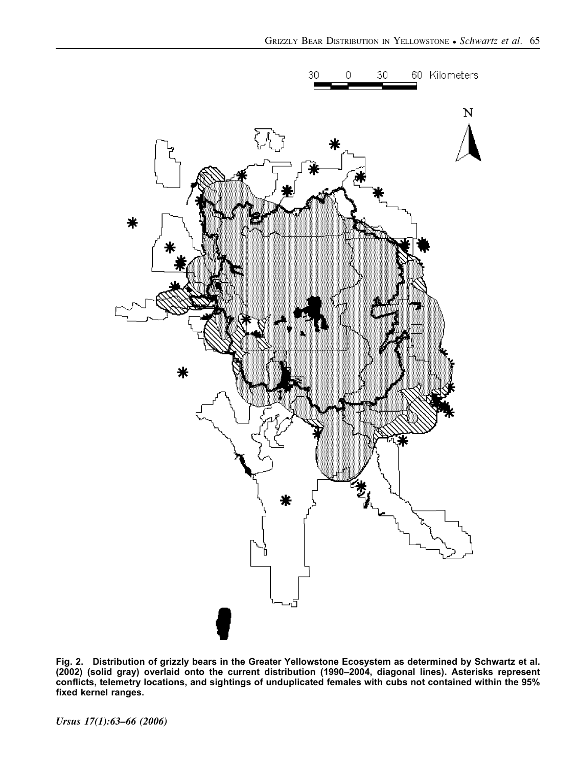**Fig. 2. Distribution of grizzly bears in the Greater Yellowstone Ecosystem as determined by Schwartz et al. (2002) (solid gray) overlaid onto the current distribution (1990–2004, diagonal lines). Asterisks represent conflicts, telemetry locations, and sightings of unduplicated females with cubs not contained within the 95% fixed kernel ranges.**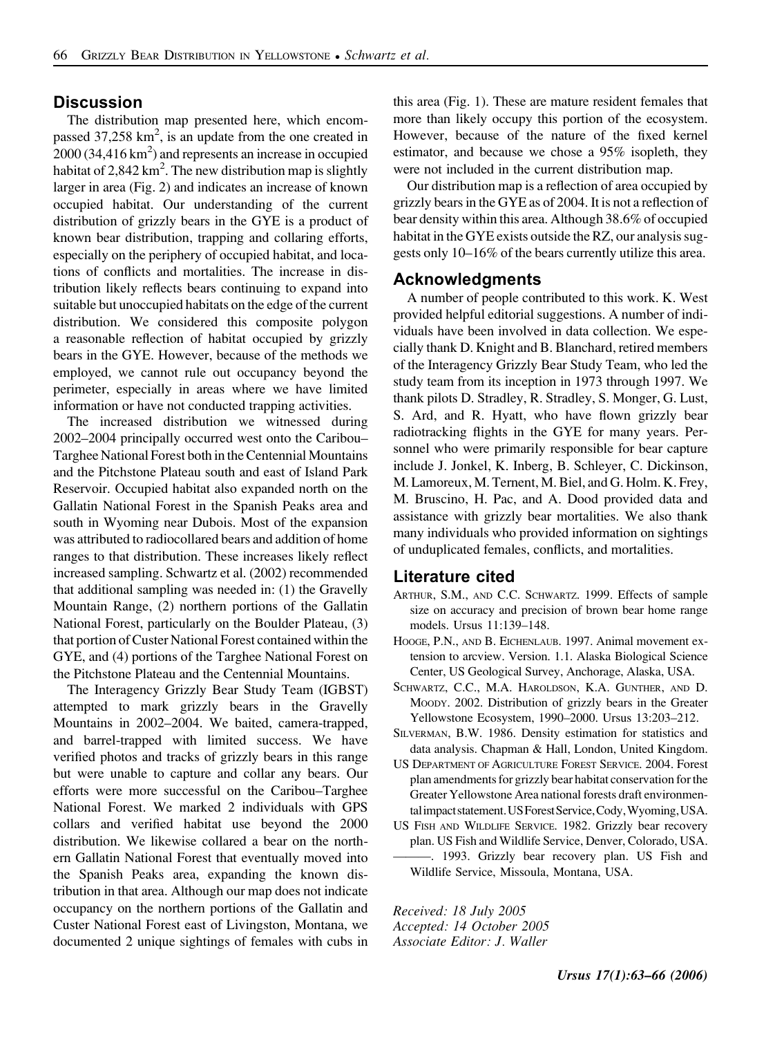## Discussion

The distribution map presented here, which encompassed 37,258 $km^2$, is an update from the one created in 2000 (34,416 $km^2$) and represents an increase in occupied habitat of 2,842 $km^2$. The new distribution map is slightly larger in area (Fig. 2) and indicates an increase of known occupied habitat. Our understanding of the current distribution of grizzly bears in the GYE is a product of known bear distribution, trapping and collaring efforts, especially on the periphery of occupied habitat, and locations of conflicts and mortalities. The increase in distribution likely reflects bears continuing to expand into suitable but unoccupied habitats on the edge of the current distribution. We considered this composite polygon a reasonable reflection of habitat occupied by grizzly bears in the GYE. However, because of the methods we employed, we cannot rule out occupancy beyond the perimeter, especially in areas where we have limited information or have not conducted trapping activities.

The increased distribution we witnessed during 2002–2004 principally occurred west onto the Caribou–Targhee National Forest both in the Centennial Mountains and the Pitchstone Plateau south and east of Island Park Reservoir. Occupied habitat also expanded north on the Gallatin National Forest in the Spanish Peaks area and south in Wyoming near Dubois. Most of the expansion was attributed to radiocollared bears and addition of home ranges to that distribution. These increases likely reflect increased sampling. Schwartz et al. (2002) recommended that additional sampling was needed in: (1) the Gravelly Mountain Range, (2) northern portions of the Gallatin National Forest, particularly on the Boulder Plateau, (3) that portion of Custer National Forest contained within the GYE, and (4) portions of the Targhee National Forest on the Pitchstone Plateau and the Centennial Mountains.

The Interagency Grizzly Bear Study Team (IGBST) attempted to mark grizzly bears in the Gravelly Mountains in 2002–2004. We baited, camera-trapped, and barrel-trapped with limited success. We have verified photos and tracks of grizzly bears in this range but were unable to capture and collar any bears. Our efforts were more successful on the Caribou–Targhee National Forest. We marked 2 individuals with GPS collars and verified habitat use beyond the 2000 distribution. We likewise collared a bear on the northern Gallatin National Forest that eventually moved into the Spanish Peaks area, expanding the known distribution in that area. Although our map does not indicate occupancy on the northern portions of the Gallatin and Custer National Forest east of Livingston, Montana, we documented 2 unique sightings of females with cubs in this area (Fig. 1). These are mature resident females that more than likely occupy this portion of the ecosystem. However, because of the nature of the fixed kernel estimator, and because we chose a 95% isopleth, they were not included in the current distribution map.

Our distribution map is a reflection of area occupied by grizzly bears in the GYE as of 2004. It is not a reflection of bear density within this area. Although 38.6% of occupied habitat in the GYE exists outside the RZ, our analysis suggests only 10–16% of the bears currently utilize this area.

## Acknowledgments

A number of people contributed to this work. K. West provided helpful editorial suggestions. A number of individuals have been involved in data collection. We especially thank D. Knight and B. Blanchard, retired members of the Interagency Grizzly Bear Study Team, who led the study team from its inception in 1973 through 1997. We thank pilots D. Stradley, R. Stradley, S. Monger, G. Lust, S. Ard, and R. Hyatt, who have flown grizzly bear radiotracking flights in the GYE for many years. Personnel who were primarily responsible for bear capture include J. Jonkel, K. Inberg, B. Schleyer, C. Dickinson, M. Lamoreux, M. Ternent, M. Biel, and G. Holm. K. Frey, M. Bruscino, H. Pac, and A. Dood provided data and assistance with grizzly bear mortalities. We also thank many individuals who provided information on sightings of unduplicated females, conflicts, and mortalities.

## Literature cited

Arthur, S.M., and C.C. Schwartz. 1999. Effects of sample size on accuracy and precision of brown bear home range models. Ursus 11:139–148.

Hooge, P.N., and B. Eichenlaub. 1997. Animal movement extension to arcview. Version. 1.1. Alaska Biological Science Center, US Geological Survey, Anchorage, Alaska, USA.

Schwartz, C.C., M.A. Haroldson, K.A. Gunther, and D. Moody. 2002. Distribution of grizzly bears in the Greater Yellowstone Ecosystem, 1990–2000. Ursus 13:203–212.

Silverman, B.W. 1986. Density estimation for statistics and data analysis. Chapman & Hall, London, United Kingdom.

US Department of Agriculture Forest Service. 2004. Forest plan amendments for grizzly bear habitat conservation for the Greater Yellowstone Area national forests draft environmental impact statement. US Forest Service, Cody, Wyoming, USA.

US Fish and Wildlife Service. 1982. Grizzly bear recovery plan. US Fish and Wildlife Service, Denver, Colorado, USA.

———. 1993. Grizzly bear recovery plan. US Fish and Wildlife Service, Missoula, Montana, USA.

*Received: 18 July 2005*
*Accepted: 14 October 2005*
*Associate Editor: J. Waller*